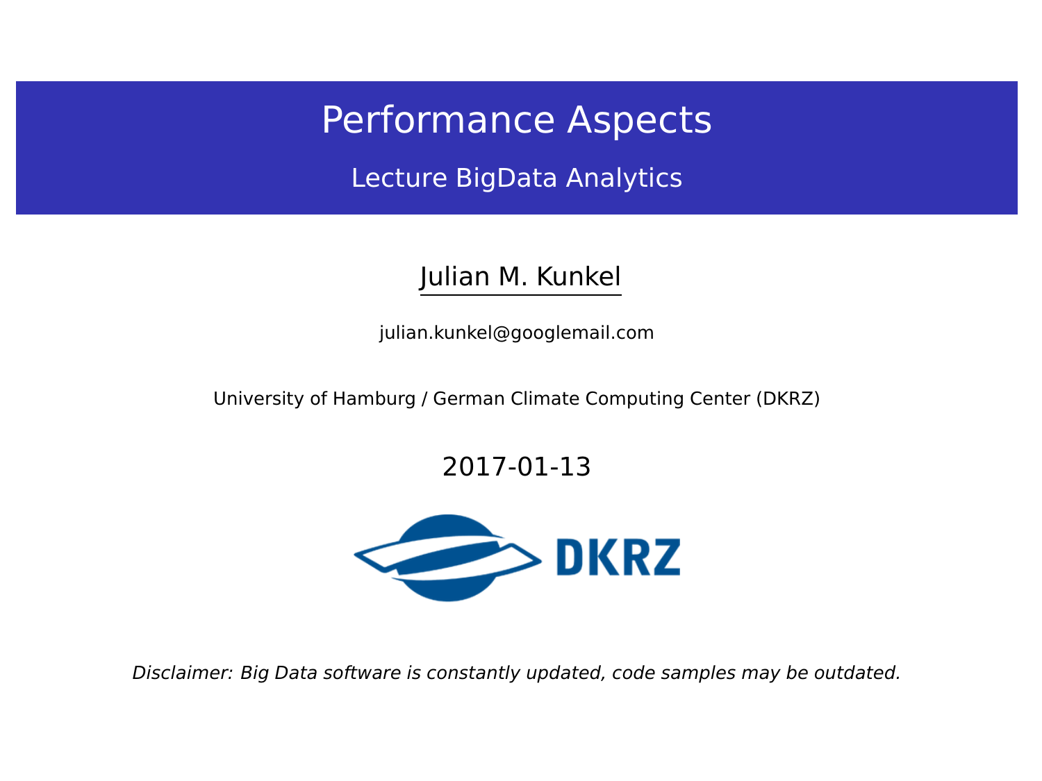# Performance Aspects

## Lecture BigData Analytics

Julian M. Kunkel

julian.kunkel@googlemail.com

University of Hamburg / German Climate Computing Center (DKRZ)

2017-01-13

DKRZ

*Disclaimer: Big Data software is constantly updated, code samples may be outdated.*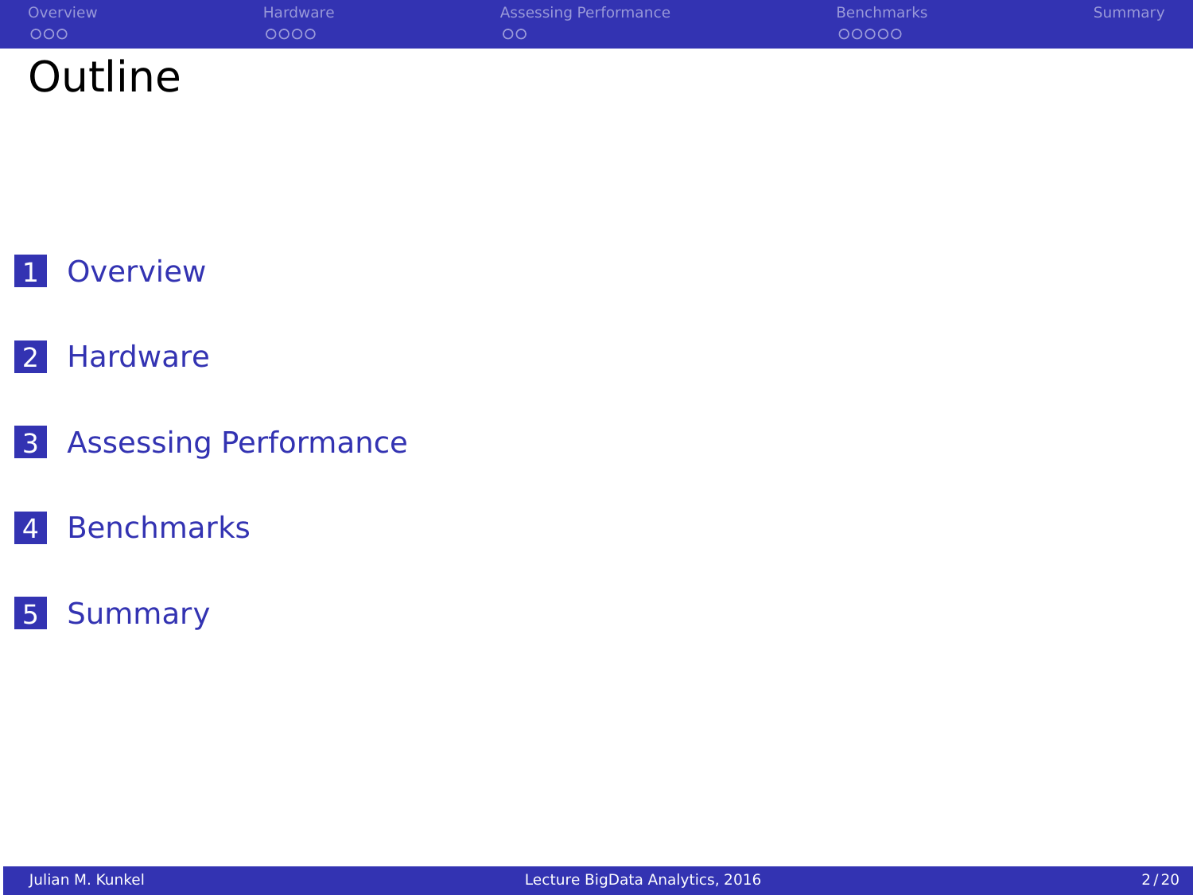# Outline

1. Overview
2. Hardware
3. Assessing Performance
4. Benchmarks
5. Summary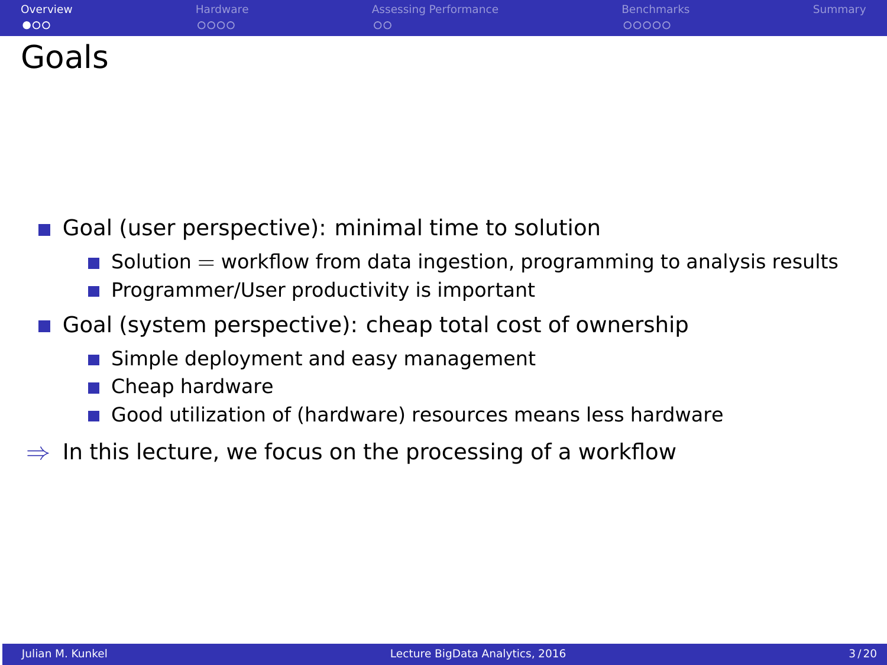# Goals

- Goal (user perspective): minimal time to solution
  - Solution = workflow from data ingestion, programming to analysis results
  - Programmer/User productivity is important
- Goal (system perspective): cheap total cost of ownership
  - Simple deployment and easy management
  - Cheap hardware
  - Good utilization of (hardware) resources means less hardware

$\Rightarrow$ In this lecture, we focus on the processing of a workflow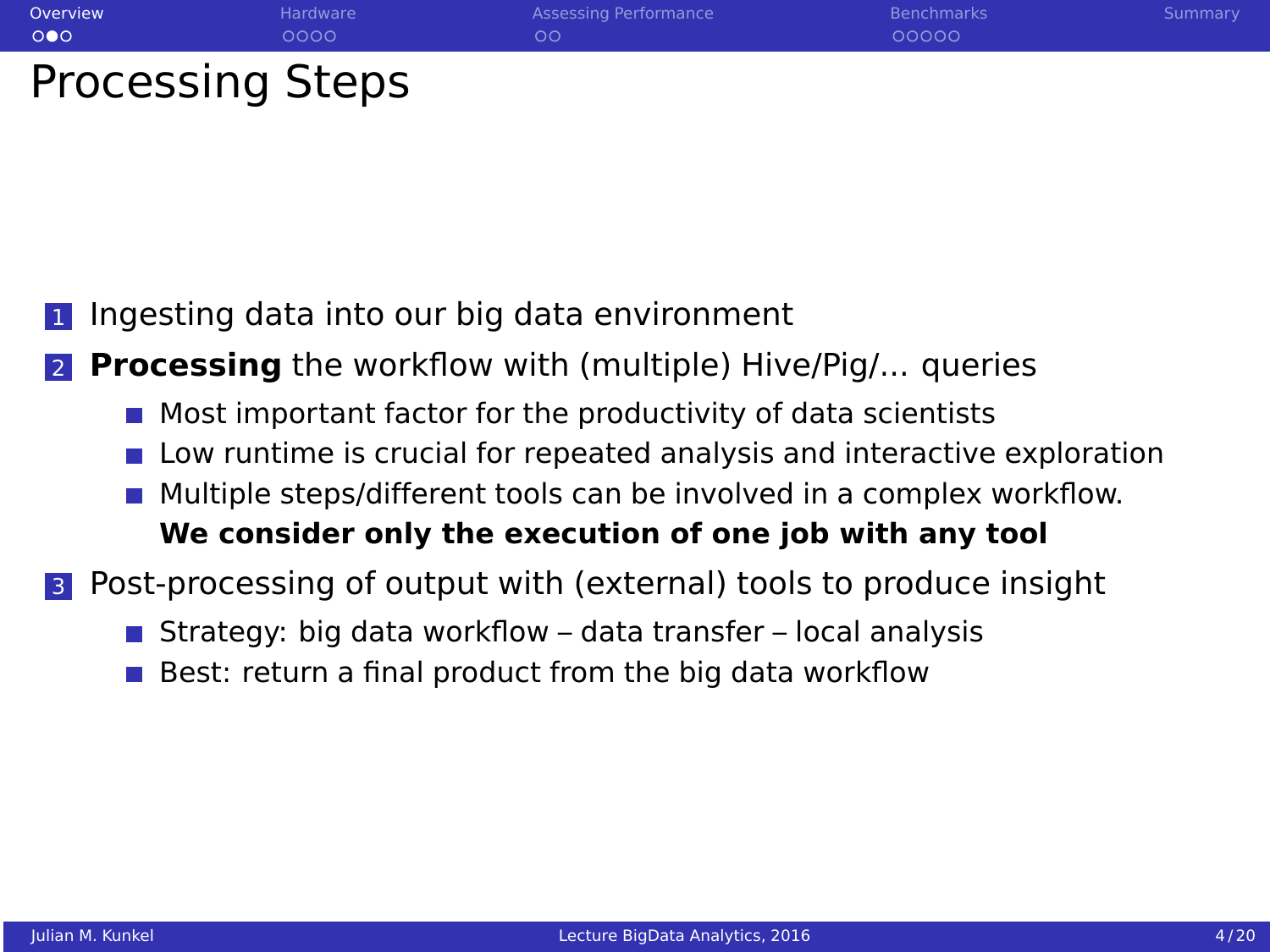# Processing Steps

1. Ingesting data into our big data environment
2. **Processing** the workflow with (multiple) Hive/Pig/... queries
   - Most important factor for the productivity of data scientists
   - Low runtime is crucial for repeated analysis and interactive exploration
   - Multiple steps/different tools can be involved in a complex workflow. **We consider only the execution of one job with any tool**
3. Post-processing of output with (external) tools to produce insight
   - Strategy: big data workflow – data transfer – local analysis
   - Best: return a final product from the big data workflow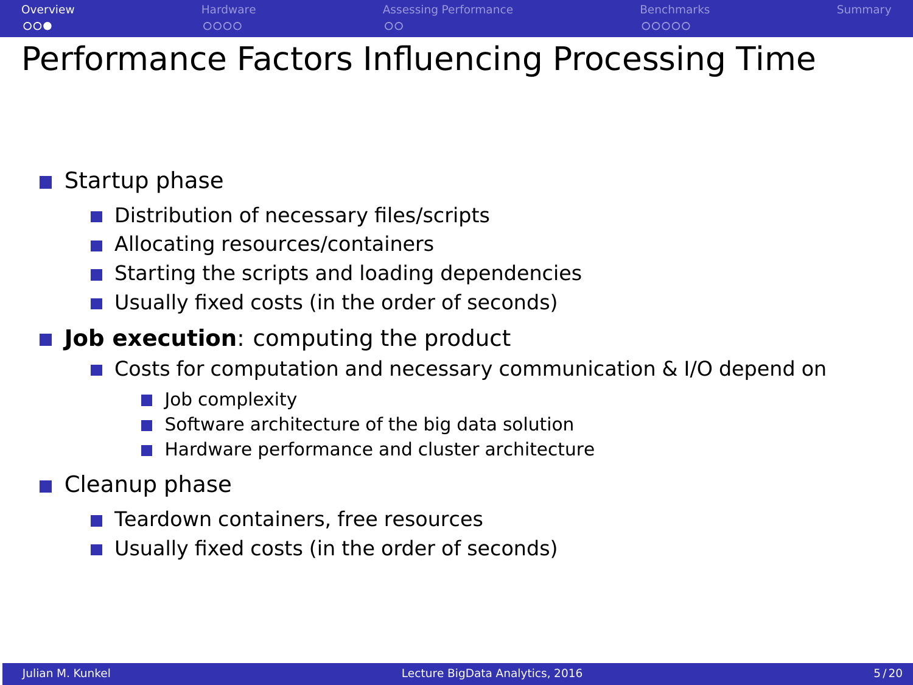# Performance Factors Influencing Processing Time

- Startup phase
  - Distribution of necessary files/scripts
  - Allocating resources/containers
  - Starting the scripts and loading dependencies
  - Usually fixed costs (in the order of seconds)
- **Job execution**: computing the product
  - Costs for computation and necessary communication & I/O depend on
    - Job complexity
    - Software architecture of the big data solution
    - Hardware performance and cluster architecture
- Cleanup phase
  - Teardown containers, free resources
  - Usually fixed costs (in the order of seconds)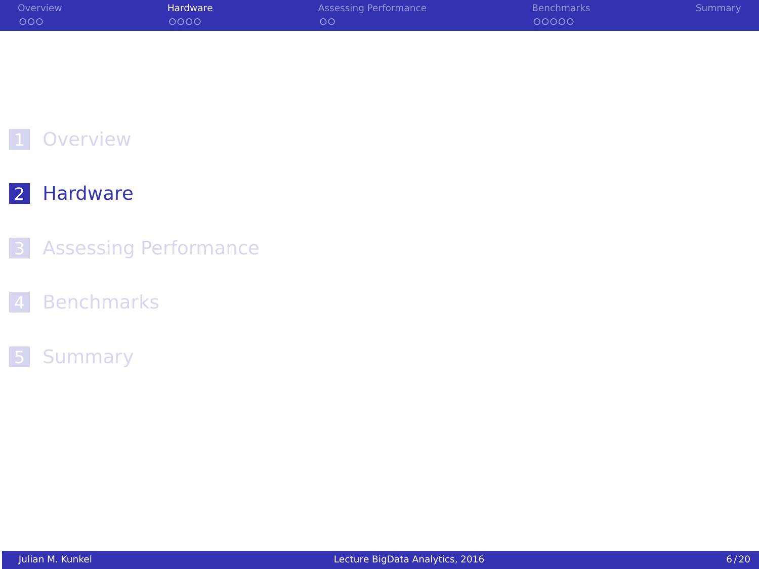1. Overview
2. Hardware
3. Assessing Performance
4. Benchmarks
5. Summary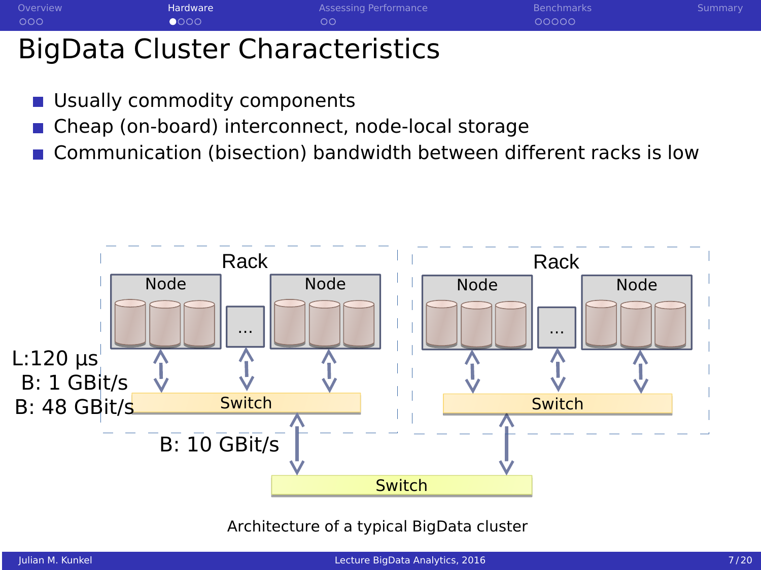# BigData Cluster Characteristics

- Usually commodity components
- Cheap (on-board) interconnect, node-local storage
- Communication (bisection) bandwidth between different racks is low

L:120 µs
B: 1 GBit/s
B: 48 GBit/s

B: 10 GBit/s

Architecture of a typical BigData cluster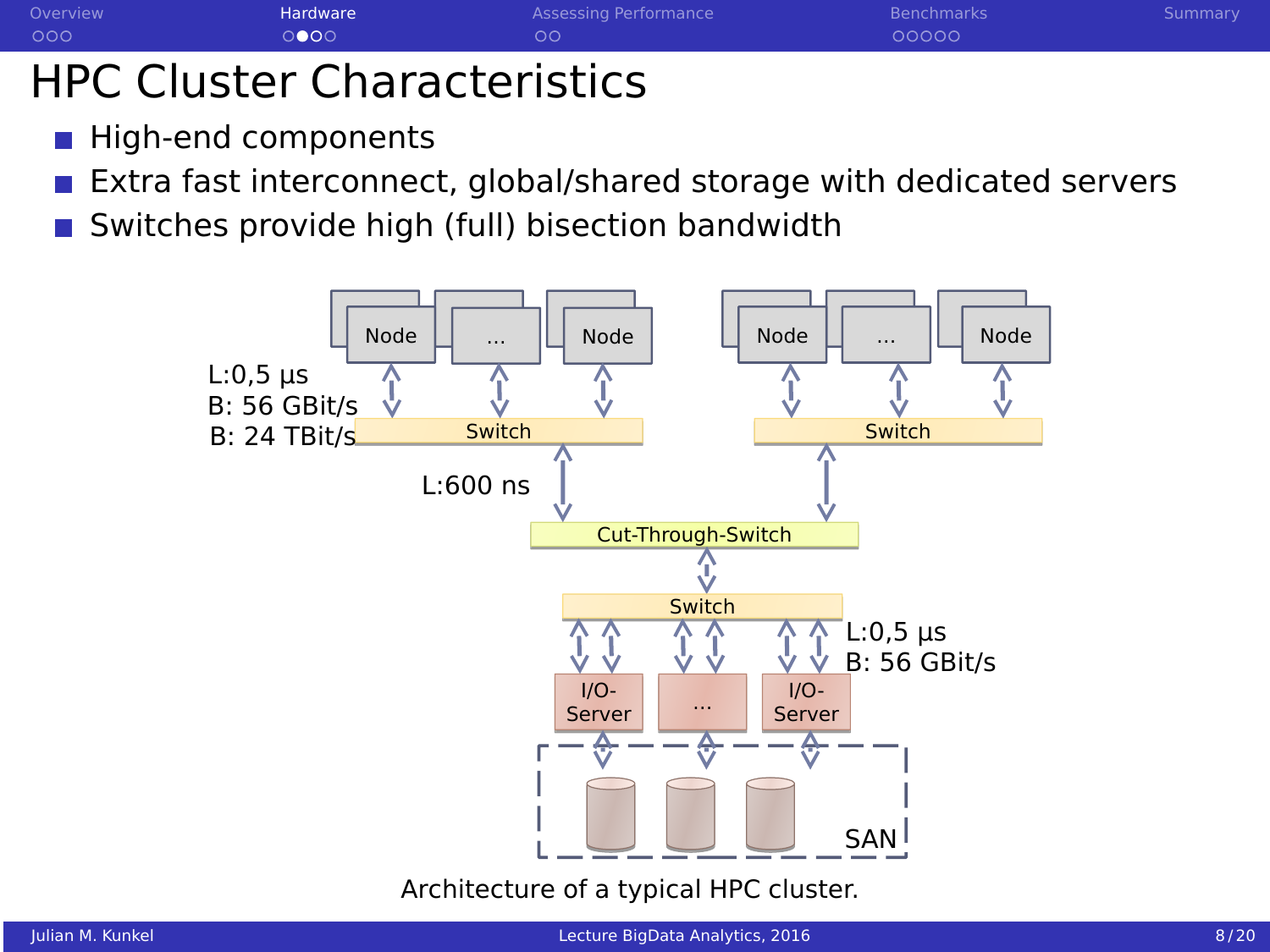# HPC Cluster Characteristics

- High-end components
- Extra fast interconnect, global/shared storage with dedicated servers
- Switches provide high (full) bisection bandwidth

Architecture of a typical HPC cluster.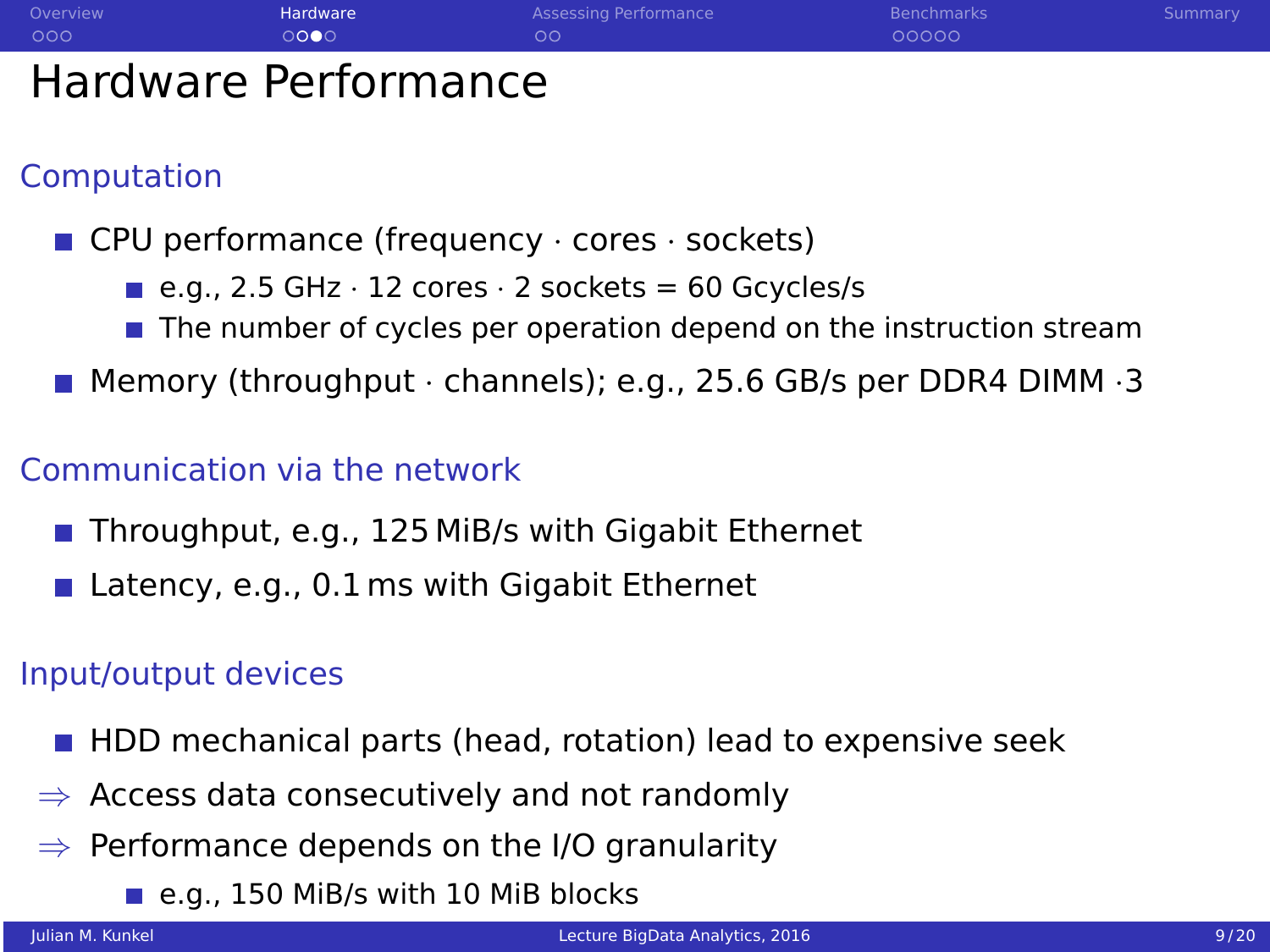# Hardware Performance

## Computation

- CPU performance (frequency · cores · sockets)
  - e.g., 2.5 GHz · 12 cores · 2 sockets = 60 Gcycles/s
  - The number of cycles per operation depend on the instruction stream
- Memory (throughput · channels); e.g., 25.6 GB/s per DDR4 DIMM ·3

## Communication via the network

- Throughput, e.g., 125 MiB/s with Gigabit Ethernet
- Latency, e.g., 0.1 ms with Gigabit Ethernet

## Input/output devices

- HDD mechanical parts (head, rotation) lead to expensive seek

⇒ Access data consecutively and not randomly

⇒ Performance depends on the I/O granularity

  - e.g., 150 MiB/s with 10 MiB blocks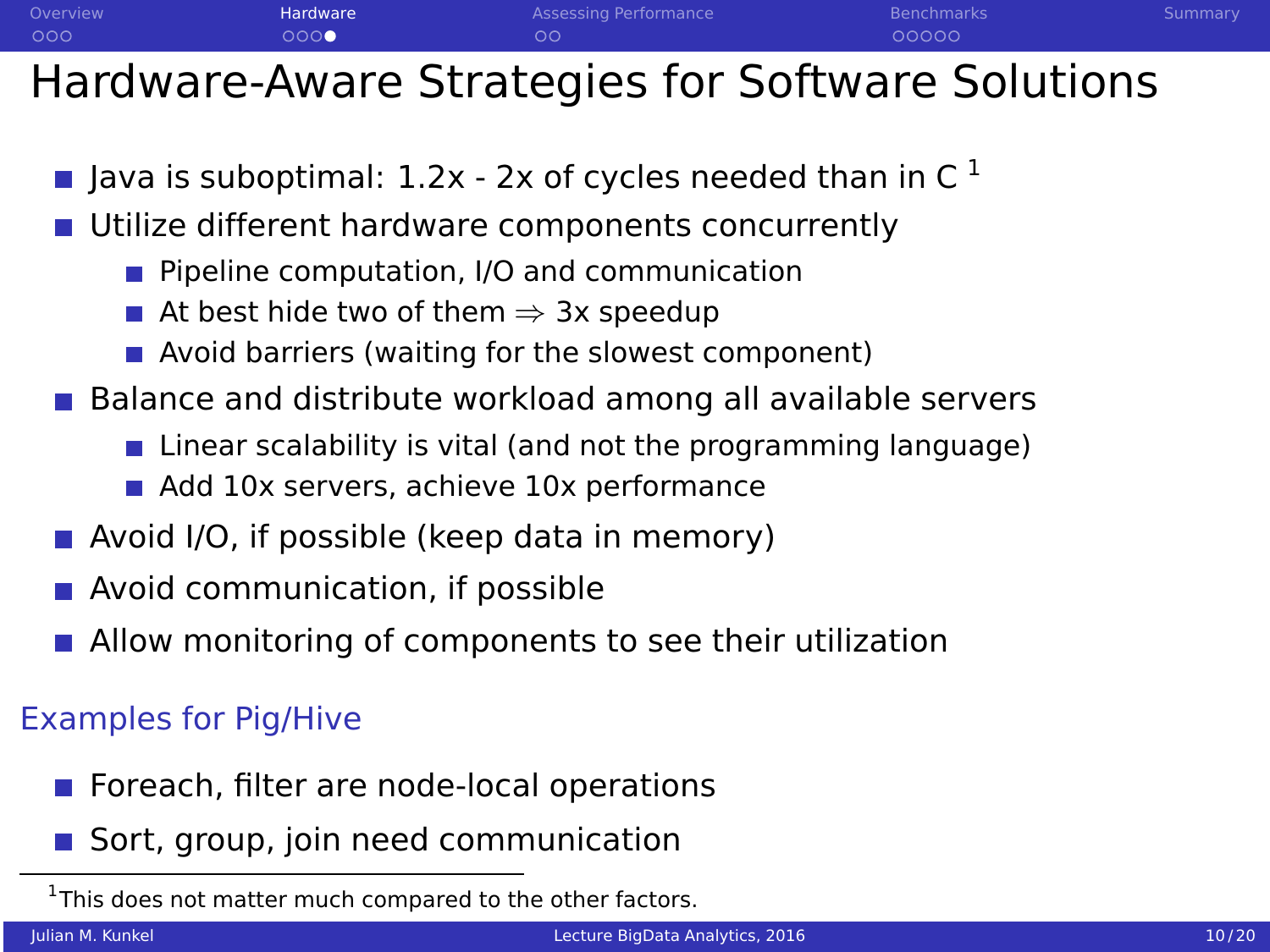# Hardware-Aware Strategies for Software Solutions

- Java is suboptimal: 1.2x - 2x of cycles needed than in C [1]
- Utilize different hardware components concurrently
  - Pipeline computation, I/O and communication
  - At best hide two of them $\Rightarrow$ 3x speedup
  - Avoid barriers (waiting for the slowest component)
- Balance and distribute workload among all available servers
  - Linear scalability is vital (and not the programming language)
  - Add 10x servers, achieve 10x performance
- Avoid I/O, if possible (keep data in memory)
- Avoid communication, if possible
- Allow monitoring of components to see their utilization

## Examples for Pig/Hive

- Foreach, filter are node-local operations
- Sort, group, join need communication

---

[1] This does not matter much compared to the other factors.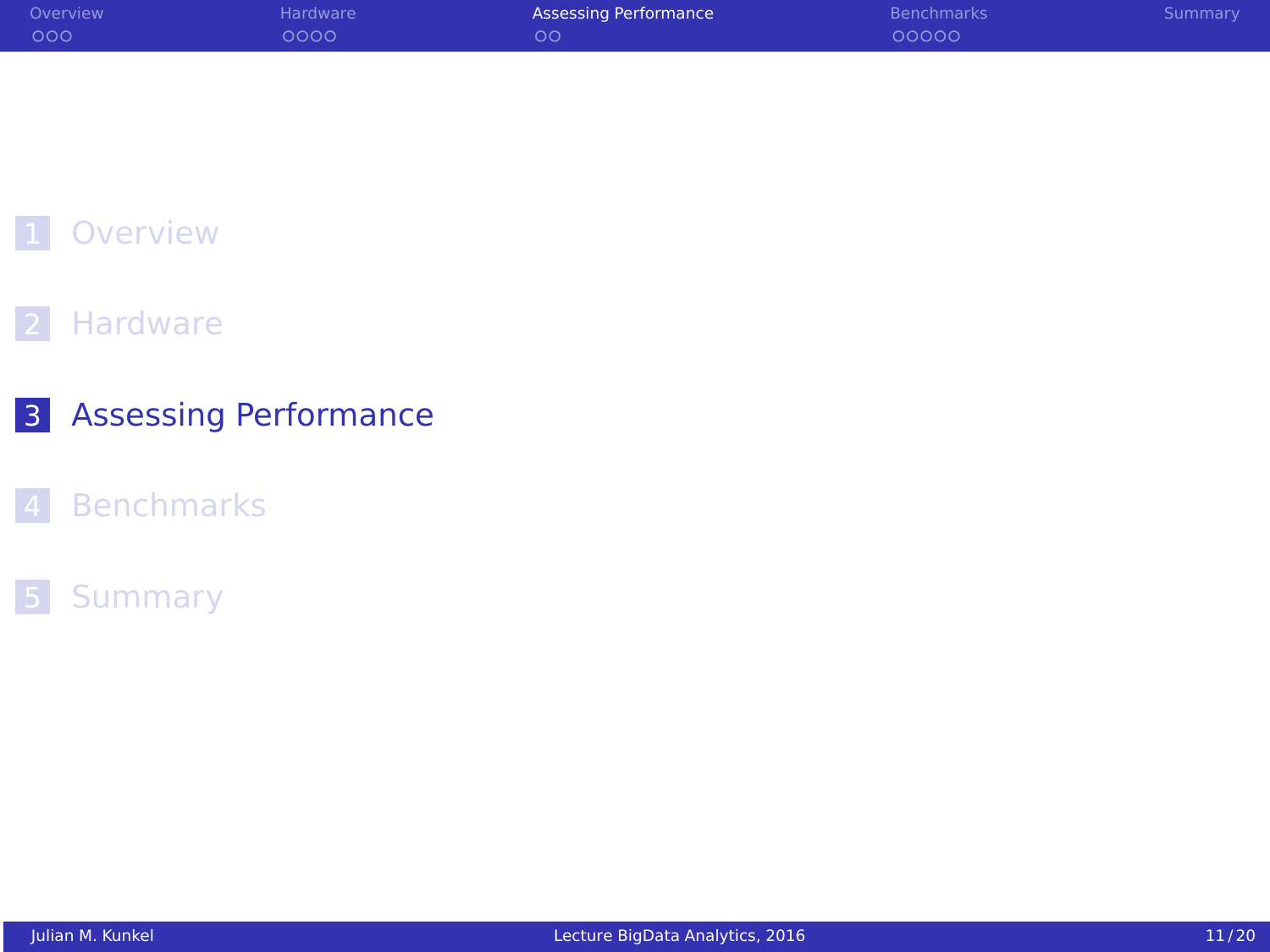1. Overview
2. Hardware
3. **Assessing Performance**
4. Benchmarks
5. Summary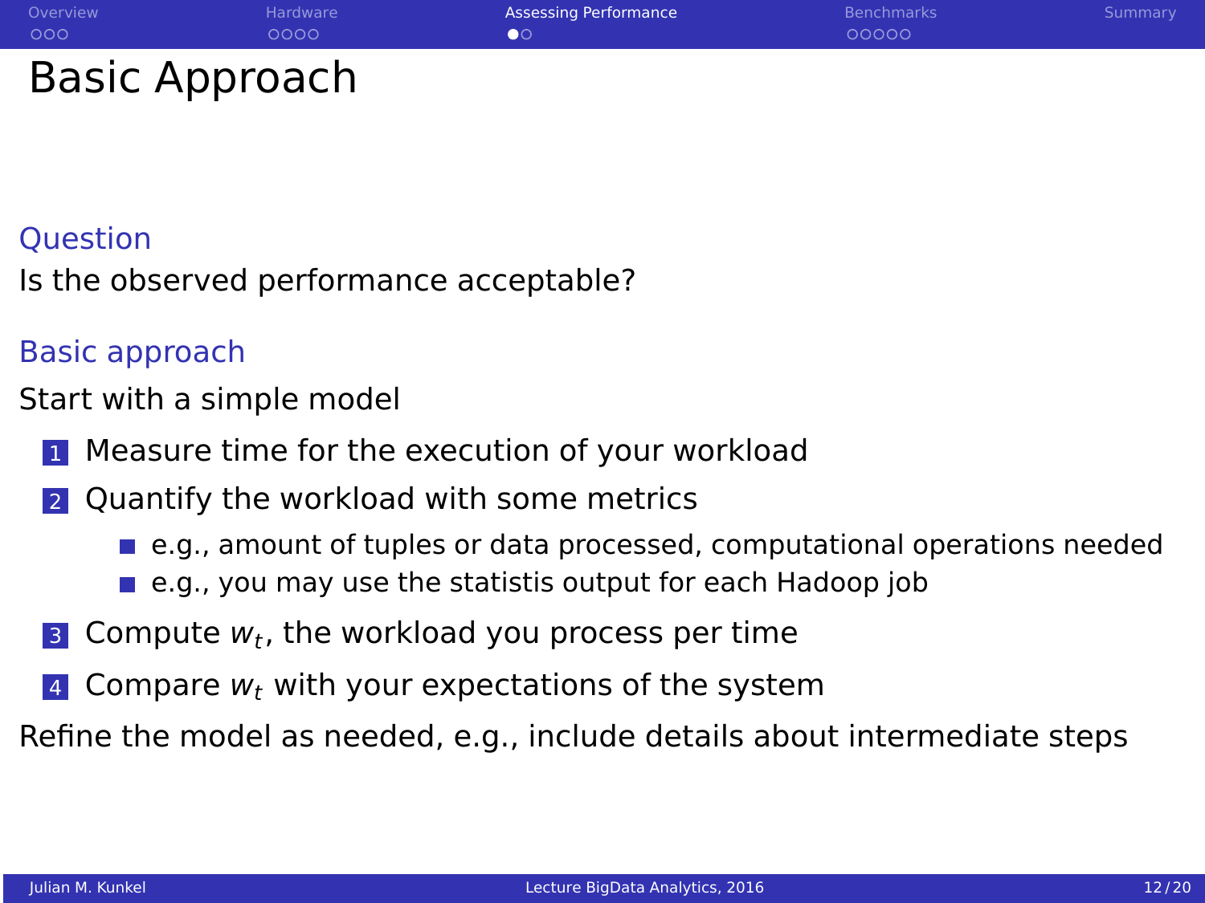# Basic Approach

### Question

Is the observed performance acceptable?

### Basic approach

Start with a simple model

1. Measure time for the execution of your workload
2. Quantify the workload with some metrics
   - e.g., amount of tuples or data processed, computational operations needed
   - e.g., you may use the statistis output for each Hadoop job
3. Compute $w_t$, the workload you process per time
4. Compare $w_t$ with your expectations of the system

Refine the model as needed, e.g., include details about intermediate steps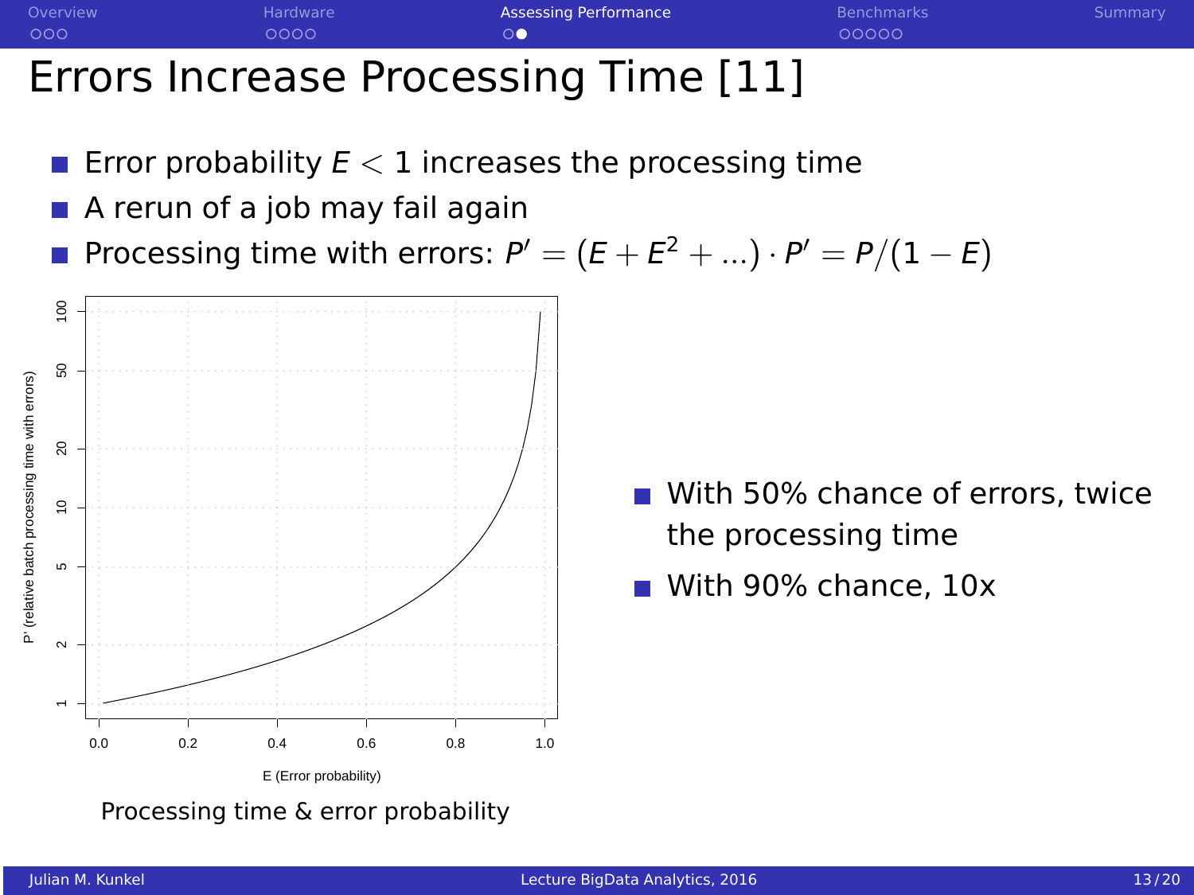# Errors Increase Processing Time [11]

- Error probability $E < 1$ increases the processing time
- A rerun of a job may fail again
- Processing time with errors: $P' = (E + E^2 + ...) \cdot P' = P/(1 - E)$

Processing time & error probability

- With 50% chance of errors, twice the processing time
- With 90% chance, 10x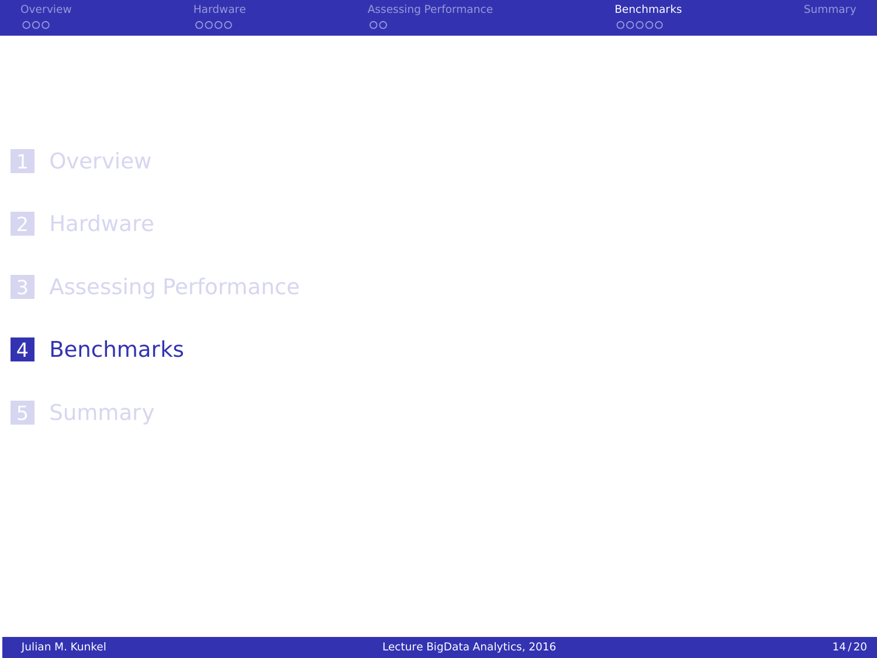1 Overview

2 Hardware

3 Assessing Performance

4 Benchmarks

5 Summary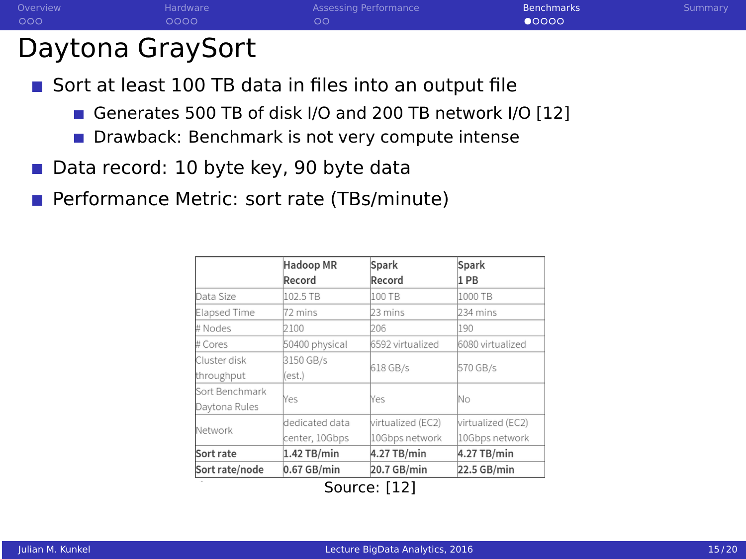# Daytona GraySort

- Sort at least 100 TB data in files into an output file
  - Generates 500 TB of disk I/O and 200 TB network I/O [12]
  - Drawback: Benchmark is not very compute intense
- Data record: 10 byte key, 90 byte data
- Performance Metric: sort rate (TBs/minute)

| | **Hadoop MR Record** | **Spark Record** | **Spark 1 PB** |
|---|---|---|---|
| Data Size | 102.5 TB | 100 TB | 1000 TB |
| Elapsed Time | 72 mins | 23 mins | 234 mins |
| # Nodes | 2100 | 206 | 190 |
| # Cores | 50400 physical | 6592 virtualized | 6080 virtualized |
| Cluster disk throughput | 3150 GB/s (est.) | 618 GB/s | 570 GB/s |
| Sort Benchmark Daytona Rules | Yes | Yes | No |
| Network | dedicated data center, 10Gbps | virtualized (EC2) 10Gbps network | virtualized (EC2) 10Gbps network |
| **Sort rate** | **1.42 TB/min** | **4.27 TB/min** | **4.27 TB/min** |
| **Sort rate/node** | **0.67 GB/min** | **20.7 GB/min** | **22.5 GB/min** |

Source: [12]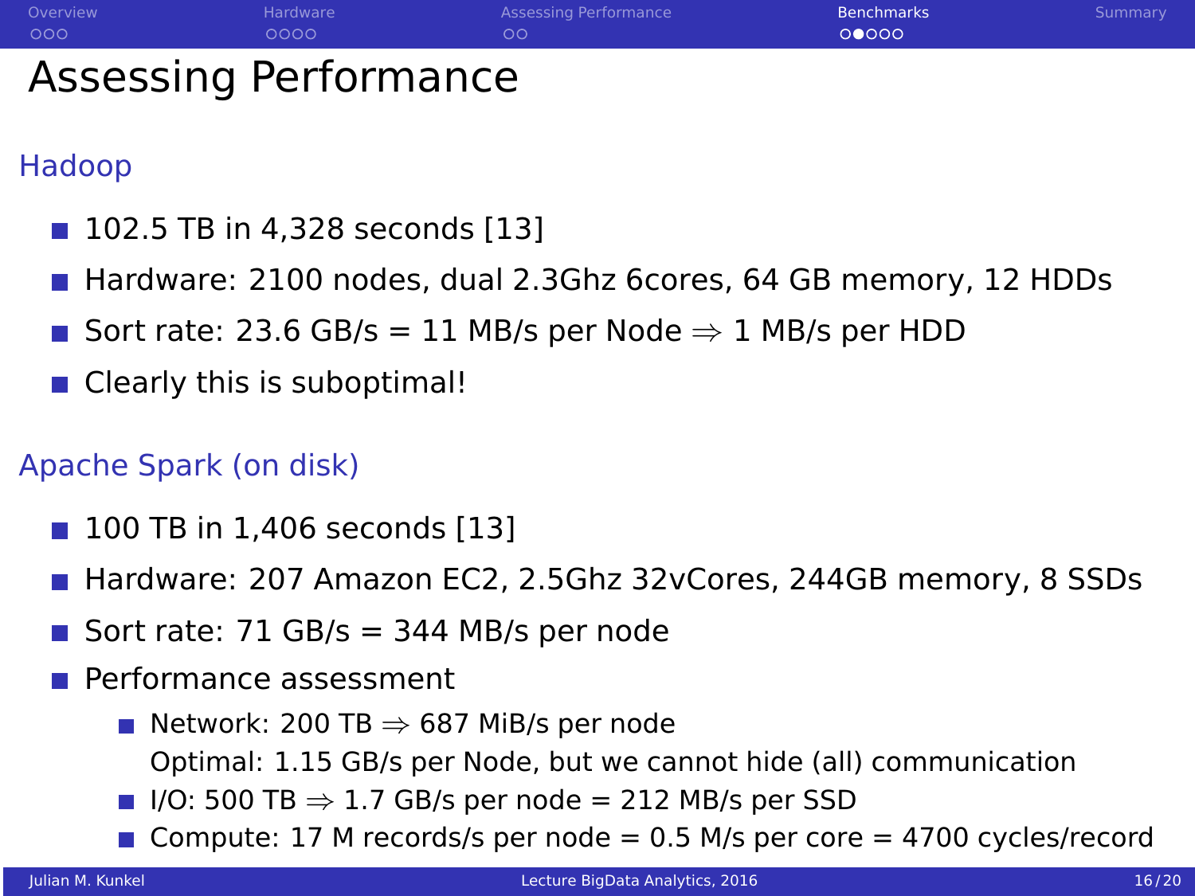# Assessing Performance

## Hadoop

- 102.5 TB in 4,328 seconds [13]
- Hardware: 2100 nodes, dual 2.3Ghz 6cores, 64 GB memory, 12 HDDs
- Sort rate: 23.6 GB/s = 11 MB/s per Node $\Rightarrow$ 1 MB/s per HDD
- Clearly this is suboptimal!

## Apache Spark (on disk)

- 100 TB in 1,406 seconds [13]
- Hardware: 207 Amazon EC2, 2.5Ghz 32vCores, 244GB memory, 8 SSDs
- Sort rate: 71 GB/s = 344 MB/s per node
- Performance assessment
  - Network: 200 TB $\Rightarrow$ 687 MiB/s per node
    Optimal: 1.15 GB/s per Node, but we cannot hide (all) communication
  - I/O: 500 TB $\Rightarrow$ 1.7 GB/s per node = 212 MB/s per SSD
  - Compute: 17 M records/s per node = 0.5 M/s per core = 4700 cycles/record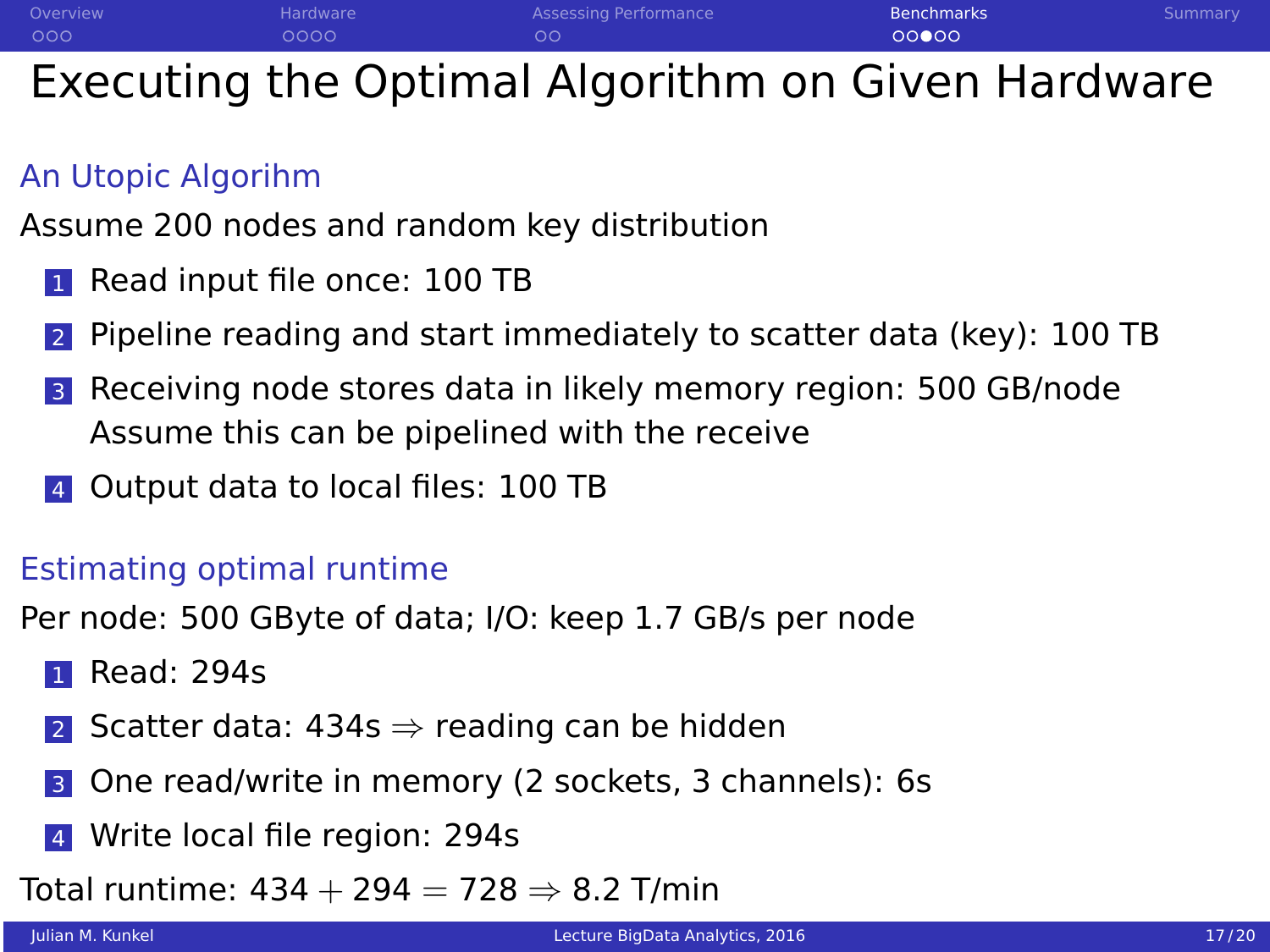# Executing the Optimal Algorithm on Given Hardware

## An Utopic Algorihm

Assume 200 nodes and random key distribution

1. Read input file once: 100 TB
2. Pipeline reading and start immediately to scatter data (key): 100 TB
3. Receiving node stores data in likely memory region: 500 GB/node
   Assume this can be pipelined with the receive
4. Output data to local files: 100 TB

## Estimating optimal runtime

Per node: 500 GByte of data; I/O: keep 1.7 GB/s per node

1. Read: 294s
2. Scatter data: 434s $\Rightarrow$ reading can be hidden
3. One read/write in memory (2 sockets, 3 channels): 6s
4. Write local file region: 294s

Total runtime: $434 + 294 = 728 \Rightarrow 8.2$ T/min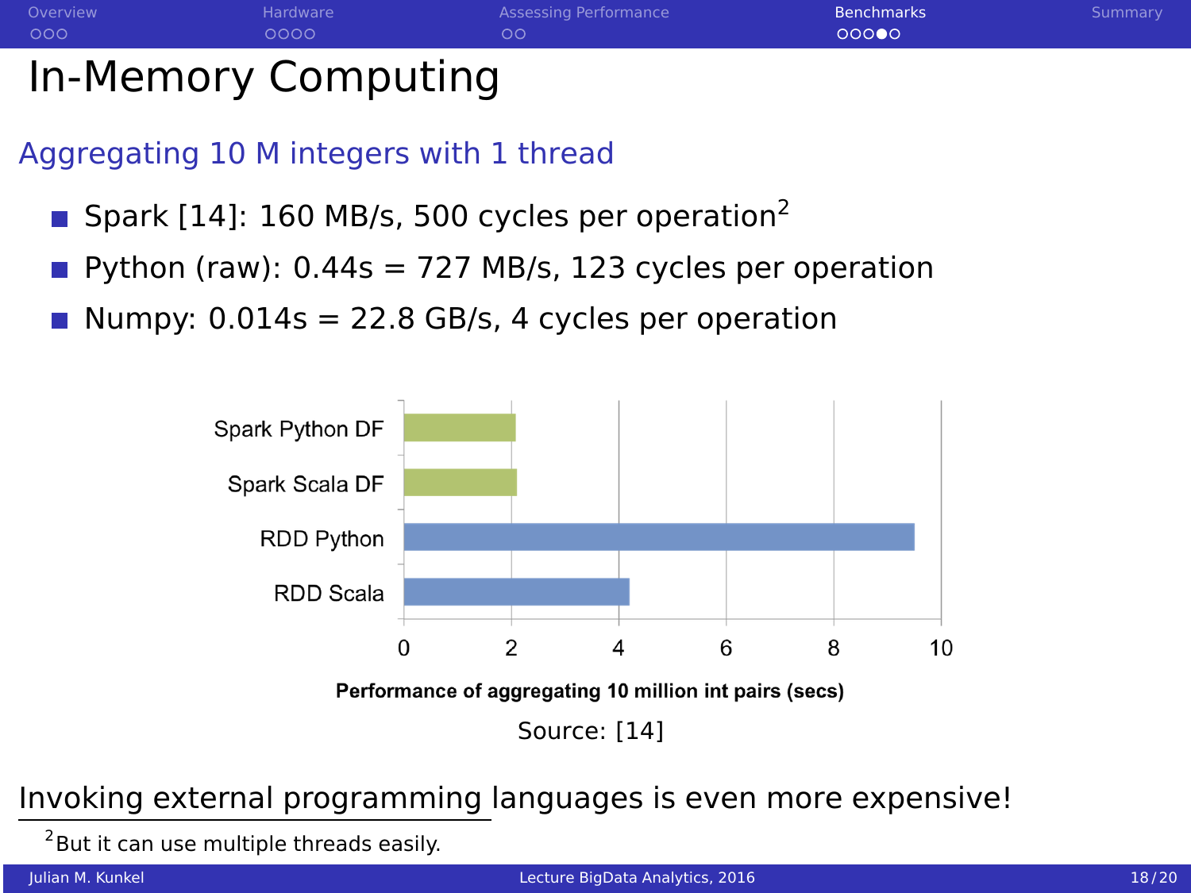# In-Memory Computing

## Aggregating 10 M integers with 1 thread

- Spark [14]: 160 MB/s, 500 cycles per operation[2]
- Python (raw): 0.44s = 727 MB/s, 123 cycles per operation
- Numpy: 0.014s = 22.8 GB/s, 4 cycles per operation

| | Performance of aggregating 10 million int pairs (secs) |
| --- | --- |
| Spark Python DF | ~2.1 |
| Spark Scala DF | ~2.1 |
| RDD Python | ~9.5 |
| RDD Scala | ~4.2 |

Performance of aggregating 10 million int pairs (secs)

Source: [14]

Invoking external programming languages is even more expensive!

[2] But it can use multiple threads easily.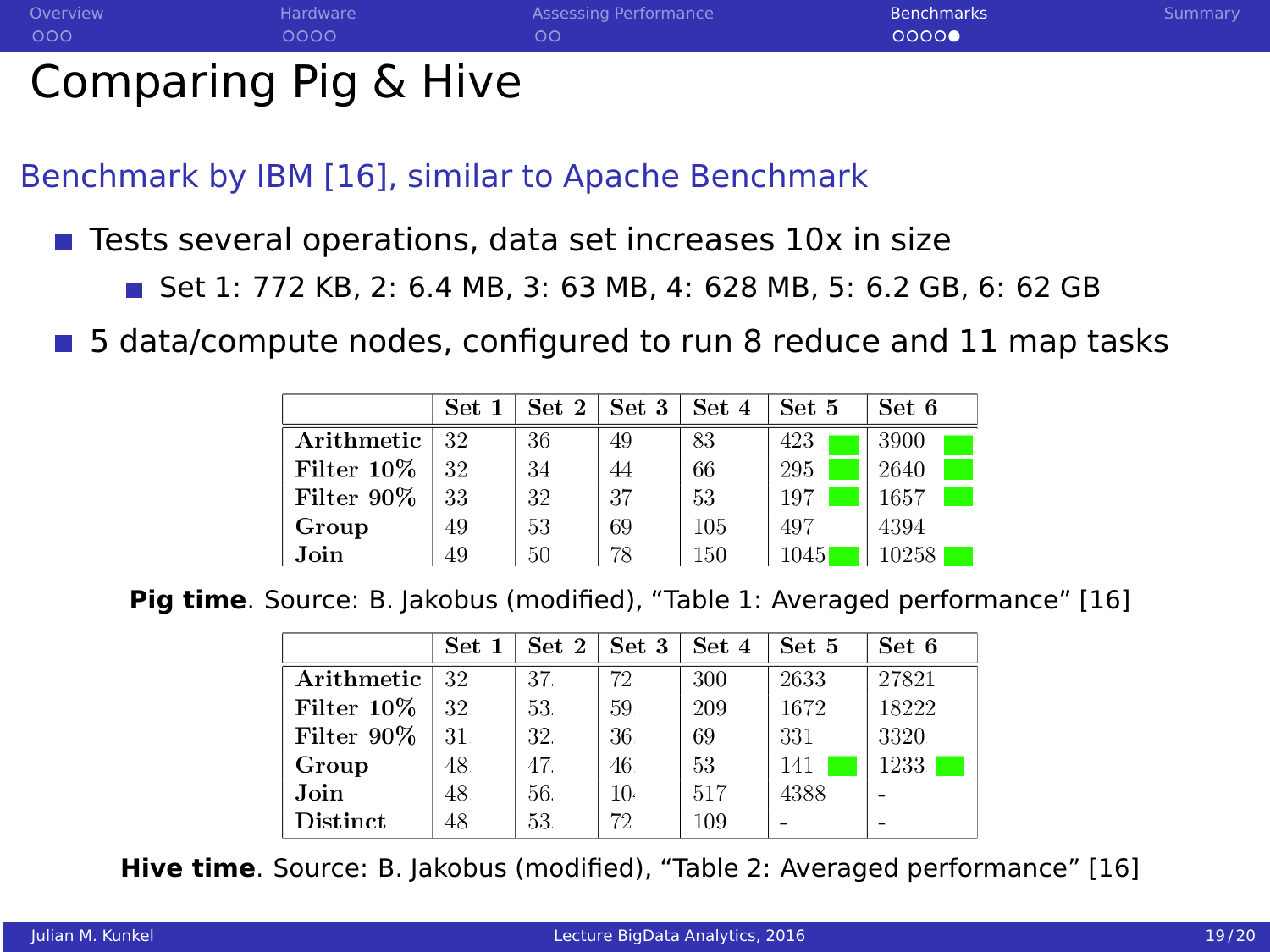# Comparing Pig & Hive

## Benchmark by IBM [16], similar to Apache Benchmark

- Tests several operations, data set increases 10x in size
  - Set 1: 772 KB, 2: 6.4 MB, 3: 63 MB, 4: 628 MB, 5: 6.2 GB, 6: 62 GB
- 5 data/compute nodes, configured to run 8 reduce and 11 map tasks

| | Set 1 | Set 2 | Set 3 | Set 4 | Set 5 | Set 6 |
|---|---|---|---|---|---|---|
| **Arithmetic** | 32 | 36 | 49 | 83 | 423 | 3900 |
| **Filter 10%** | 32 | 34 | 44 | 66 | 295 | 2640 |
| **Filter 90%** | 33 | 32 | 37 | 53 | 197 | 1657 |
| **Group** | 49 | 53 | 69 | 105 | 497 | 4394 |
| **Join** | 49 | 50 | 78 | 150 | 1045 | 10258 |

**Pig time**. Source: B. Jakobus (modified), "Table 1: Averaged performance" [16]

| | Set 1 | Set 2 | Set 3 | Set 4 | Set 5 | Set 6 |
|---|---|---|---|---|---|---|
| **Arithmetic** | 32 | 37 | 72 | 300 | 2633 | 27821 |
| **Filter 10%** | 32 | 53 | 59 | 209 | 1672 | 18222 |
| **Filter 90%** | 31 | 32 | 36 | 69 | 331 | 3320 |
| **Group** | 48 | 47 | 46 | 53 | 141 | 1233 |
| **Join** | 48 | 56 | 10 | 517 | 4388 | - |
| **Distinct** | 48 | 53 | 72 | 109 | - | - |

**Hive time**. Source: B. Jakobus (modified), "Table 2: Averaged performance" [16]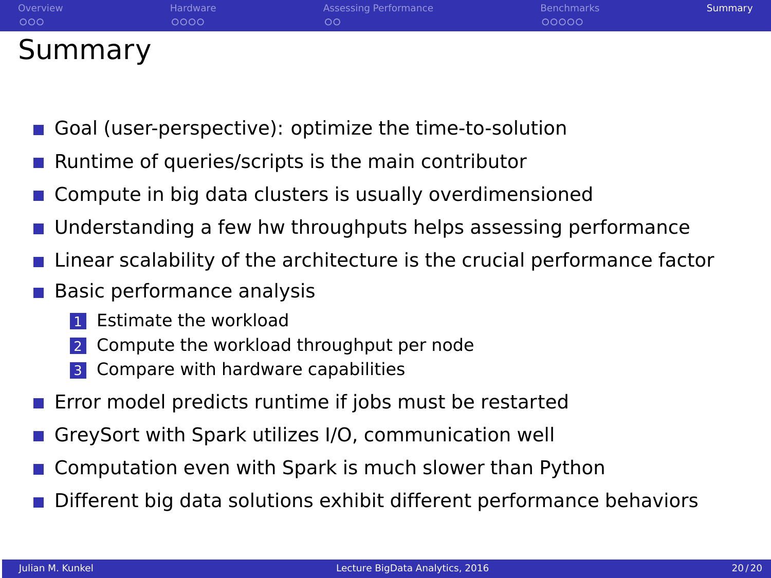# Summary

- Goal (user-perspective): optimize the time-to-solution
- Runtime of queries/scripts is the main contributor
- Compute in big data clusters is usually overdimensioned
- Understanding a few hw throughputs helps assessing performance
- Linear scalability of the architecture is the crucial performance factor
- Basic performance analysis
  1. Estimate the workload
  2. Compute the workload throughput per node
  3. Compare with hardware capabilities
- Error model predicts runtime if jobs must be restarted
- GreySort with Spark utilizes I/O, communication well
- Computation even with Spark is much slower than Python
- Different big data solutions exhibit different performance behaviors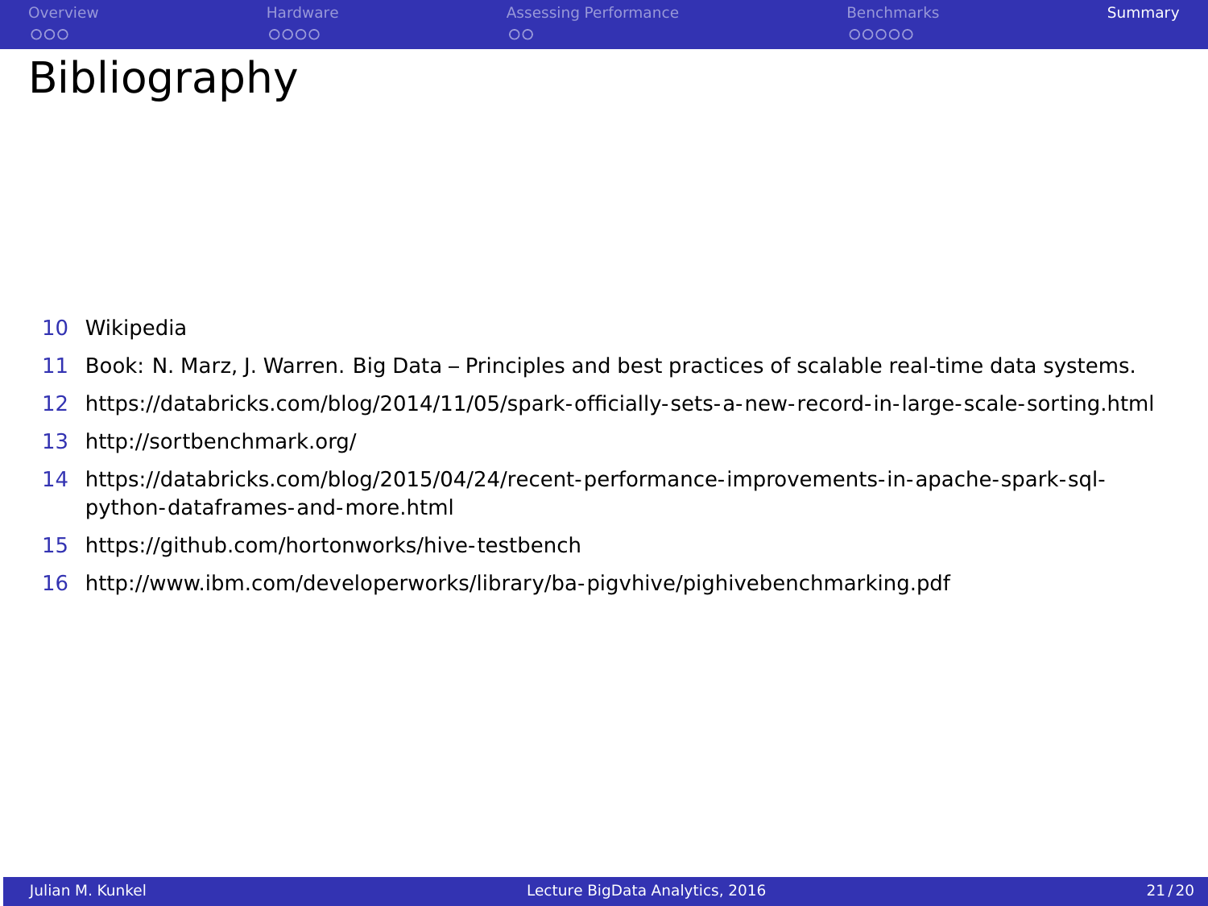# Bibliography

10 Wikipedia

11 Book: N. Marz, J. Warren. Big Data – Principles and best practices of scalable real-time data systems.

12 https://databricks.com/blog/2014/11/05/spark-officially-sets-a-new-record-in-large-scale-sorting.html

13 http://sortbenchmark.org/

14 https://databricks.com/blog/2015/04/24/recent-performance-improvements-in-apache-spark-sql-python-dataframes-and-more.html

15 https://github.com/hortonworks/hive-testbench

16 http://www.ibm.com/developerworks/library/ba-pigvhive/pighivebenchmarking.pdf